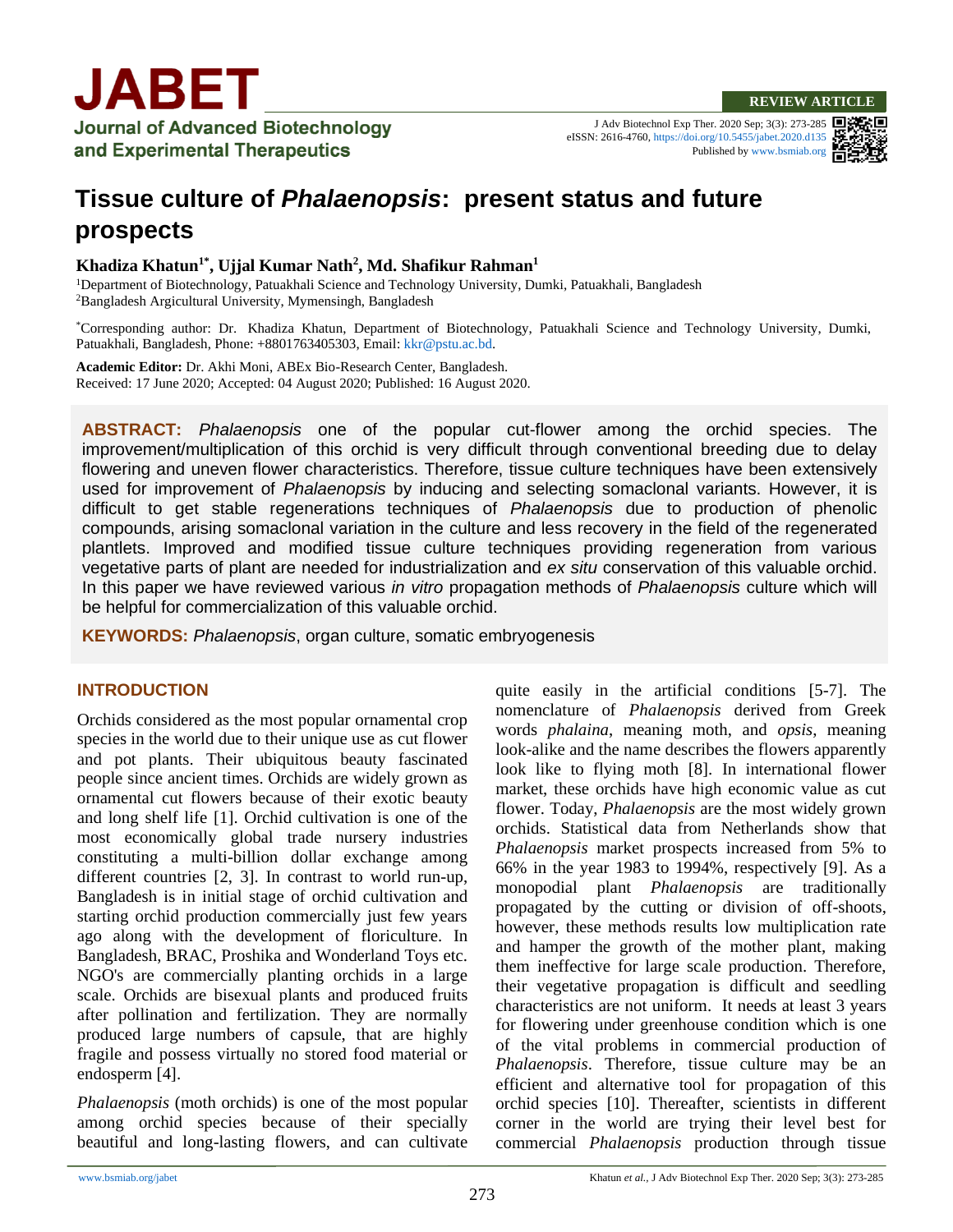REVIEW ARTICLE

J Adv Biotechnol Exp Ther. 2020 Sep; 3(3): 273-285
eISSN: 2616-4760, https://doi.org/10.5455/jabet.2020.d135
Published by www.bsmiab.org

# Tissue culture of *Phalaenopsis*: present status and future prospects

**Khadiza Khatun[1*], Ujjal Kumar Nath[2], Md. Shafikur Rahman[1]**

[1]Department of Biotechnology, Patuakhali Science and Technology University, Dumki, Patuakhali, Bangladesh
[2]Bangladesh Argicultural University, Mymensingh, Bangladesh

[*]Corresponding author: Dr. Khadiza Khatun, Department of Biotechnology, Patuakhali Science and Technology University, Dumki, Patuakhali, Bangladesh, Phone: +8801763405303, Email: kkr@pstu.ac.bd.

**Academic Editor:** Dr. Akhi Moni, ABEx Bio-Research Center, Bangladesh.
Received: 17 June 2020; Accepted: 04 August 2020; Published: 16 August 2020.

**ABSTRACT:** *Phalaenopsis* one of the popular cut-flower among the orchid species. The improvement/multiplication of this orchid is very difficult through conventional breeding due to delay flowering and uneven flower characteristics. Therefore, tissue culture techniques have been extensively used for improvement of *Phalaenopsis* by inducing and selecting somaclonal variants. However, it is difficult to get stable regenerations techniques of *Phalaenopsis* due to production of phenolic compounds, arising somaclonal variation in the culture and less recovery in the field of the regenerated plantlets. Improved and modified tissue culture techniques providing regeneration from various vegetative parts of plant are needed for industrialization and *ex situ* conservation of this valuable orchid. In this paper we have reviewed various *in vitro* propagation methods of *Phalaenopsis* culture which will be helpful for commercialization of this valuable orchid.

**KEYWORDS:** *Phalaenopsis*, organ culture, somatic embryogenesis

## INTRODUCTION

Orchids considered as the most popular ornamental crop species in the world due to their unique use as cut flower and pot plants. Their ubiquitous beauty fascinated people since ancient times. Orchids are widely grown as ornamental cut flowers because of their exotic beauty and long shelf life [1]. Orchid cultivation is one of the most economically global trade nursery industries constituting a multi-billion dollar exchange among different countries [2, 3]. In contrast to world run-up, Bangladesh is in initial stage of orchid cultivation and starting orchid production commercially just few years ago along with the development of floriculture. In Bangladesh, BRAC, Proshika and Wonderland Toys etc. NGO's are commercially planting orchids in a large scale. Orchids are bisexual plants and produced fruits after pollination and fertilization. They are normally produced large numbers of capsule, that are highly fragile and possess virtually no stored food material or endosperm [4].

*Phalaenopsis* (moth orchids) is one of the most popular among orchid species because of their specially beautiful and long-lasting flowers, and can cultivate quite easily in the artificial conditions [5-7]. The nomenclature of *Phalaenopsis* derived from Greek words *phalaina*, meaning moth, and *opsis*, meaning look-alike and the name describes the flowers apparently look like to flying moth [8]. In international flower market, these orchids have high economic value as cut flower. Today, *Phalaenopsis* are the most widely grown orchids. Statistical data from Netherlands show that *Phalaenopsis* market prospects increased from 5% to 66% in the year 1983 to 1994%, respectively [9]. As a monopodial plant *Phalaenopsis* are traditionally propagated by the cutting or division of off-shoots, however, these methods results low multiplication rate and hamper the growth of the mother plant, making them ineffective for large scale production. Therefore, their vegetative propagation is difficult and seedling characteristics are not uniform. It needs at least 3 years for flowering under greenhouse condition which is one of the vital problems in commercial production of *Phalaenopsis*. Therefore, tissue culture may be an efficient and alternative tool for propagation of this orchid species [10]. Thereafter, scientists in different corner in the world are trying their level best for commercial *Phalaenopsis* production through tissue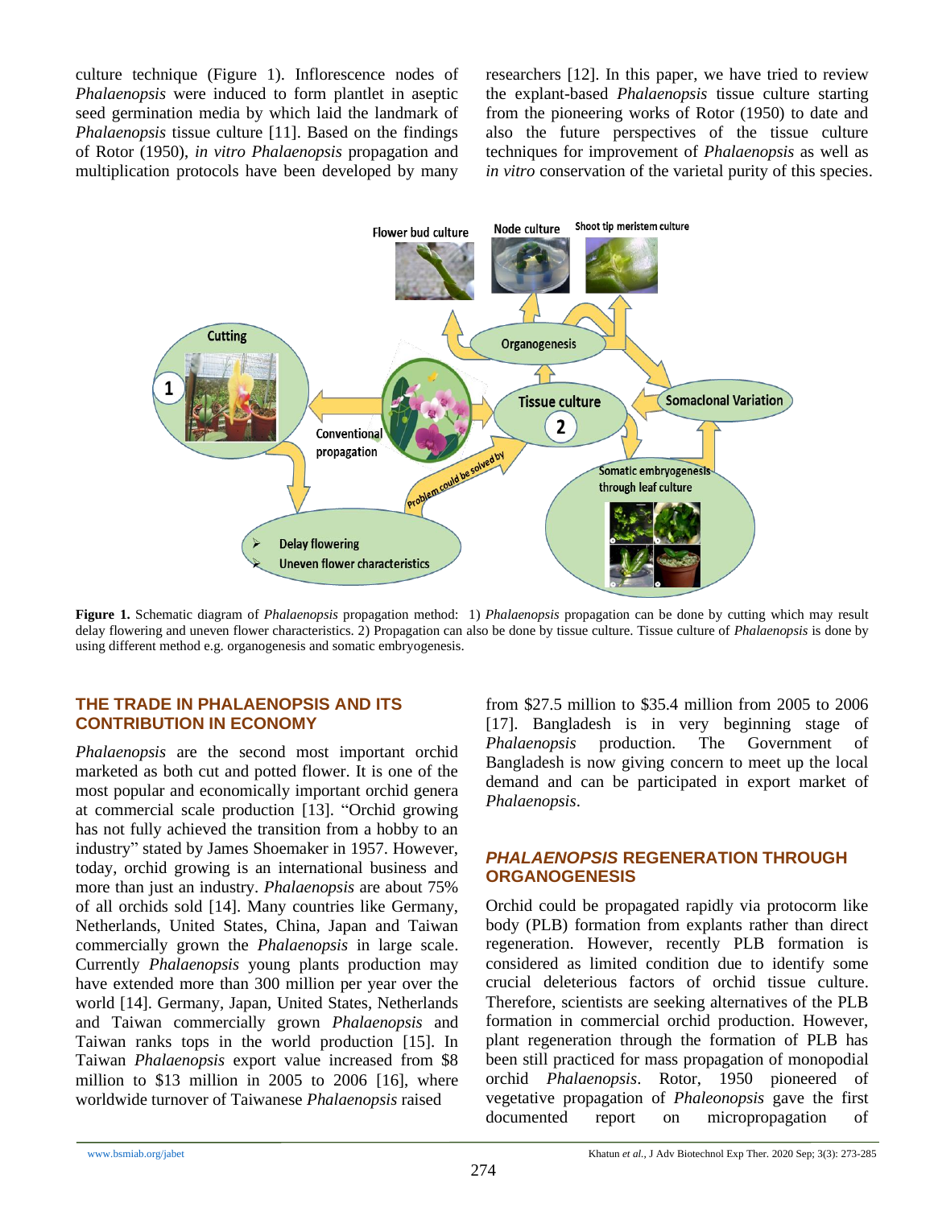culture technique (Figure 1). Inflorescence nodes of *Phalaenopsis* were induced to form plantlet in aseptic seed germination media by which laid the landmark of *Phalaenopsis* tissue culture [11]. Based on the findings of Rotor (1950), *in vitro Phalaenopsis* propagation and multiplication protocols have been developed by many researchers [12]. In this paper, we have tried to review the explant-based *Phalaenopsis* tissue culture starting from the pioneering works of Rotor (1950) to date and also the future perspectives of the tissue culture techniques for improvement of *Phalaenopsis* as well as *in vitro* conservation of the varietal purity of this species.

**Figure 1.** Schematic diagram of *Phalaenopsis* propagation method: 1) *Phalaenopsis* propagation can be done by cutting which may result delay flowering and uneven flower characteristics. 2) Propagation can also be done by tissue culture. Tissue culture of *Phalaenopsis* is done by using different method e.g. organogenesis and somatic embryogenesis.

## THE TRADE IN PHALAENOPSIS AND ITS CONTRIBUTION IN ECONOMY

*Phalaenopsis* are the second most important orchid marketed as both cut and potted flower. It is one of the most popular and economically important orchid genera at commercial scale production [13]. "Orchid growing has not fully achieved the transition from a hobby to an industry" stated by James Shoemaker in 1957. However, today, orchid growing is an international business and more than just an industry. *Phalaenopsis* are about 75% of all orchids sold [14]. Many countries like Germany, Netherlands, United States, China, Japan and Taiwan commercially grown the *Phalaenopsis* in large scale. Currently *Phalaenopsis* young plants production may have extended more than 300 million per year over the world [14]. Germany, Japan, United States, Netherlands and Taiwan commercially grown *Phalaenopsis* and Taiwan ranks tops in the world production [15]. In Taiwan *Phalaenopsis* export value increased from $8 million to $13 million in 2005 to 2006 [16], where worldwide turnover of Taiwanese *Phalaenopsis* raised from $27.5 million to $35.4 million from 2005 to 2006 [17]. Bangladesh is in very beginning stage of *Phalaenopsis* production. The Government of Bangladesh is now giving concern to meet up the local demand and can be participated in export market of *Phalaenopsis*.

## *PHALAENOPSIS* REGENERATION THROUGH ORGANOGENESIS

Orchid could be propagated rapidly via protocorm like body (PLB) formation from explants rather than direct regeneration. However, recently PLB formation is considered as limited condition due to identify some crucial deleterious factors of orchid tissue culture. Therefore, scientists are seeking alternatives of the PLB formation in commercial orchid production. However, plant regeneration through the formation of PLB has been still practiced for mass propagation of monopodial orchid *Phalaenopsis*. Rotor, 1950 pioneered of vegetative propagation of *Phaleonopsis* gave the first documented report on micropropagation of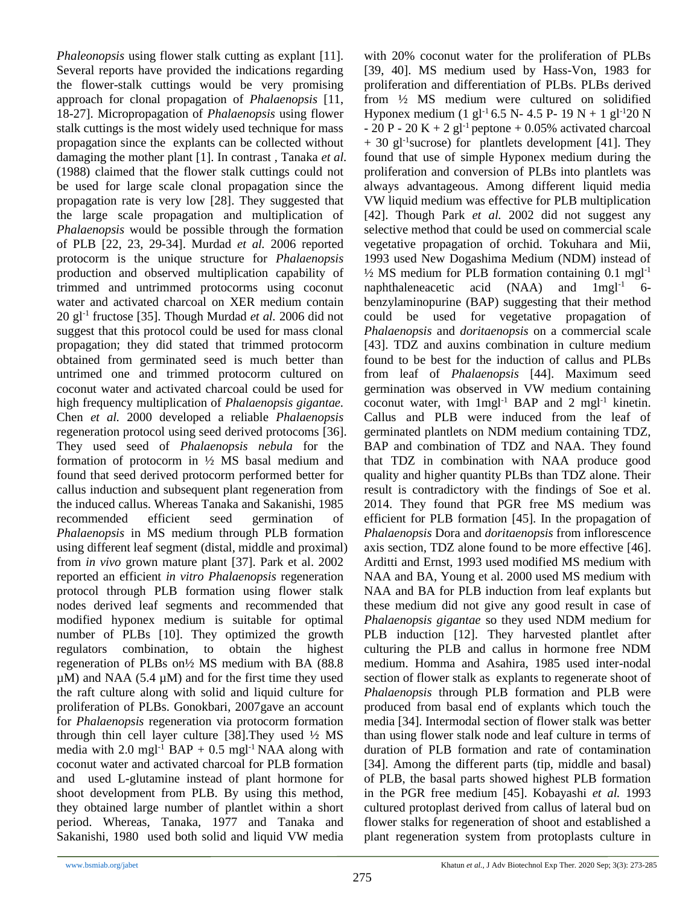*Phaleonopsis* using flower stalk cutting as explant [11]. Several reports have provided the indications regarding the flower-stalk cuttings would be very promising approach for clonal propagation of *Phalaenopsis* [11, 18-27]. Micropropagation of *Phalaenopsis* using flower stalk cuttings is the most widely used technique for mass propagation since the explants can be collected without damaging the mother plant [1]. In contrast , Tanaka *et al*. (1988) claimed that the flower stalk cuttings could not be used for large scale clonal propagation since the propagation rate is very low [28]. They suggested that the large scale propagation and multiplication of *Phalaenopsis* would be possible through the formation of PLB [22, 23, 29-34]. Murdad *et al.* 2006 reported protocorm is the unique structure for *Phalaenopsis* production and observed multiplication capability of trimmed and untrimmed protocorms using coconut water and activated charcoal on XER medium contain 20 $gl^{-1}$ fructose [35]. Though Murdad *et al.* 2006 did not suggest that this protocol could be used for mass clonal propagation; they did stated that trimmed protocorm obtained from germinated seed is much better than untrimed one and trimmed protocorm cultured on coconut water and activated charcoal could be used for high frequency multiplication of *Phalaenopsis gigantae.* Chen *et al.* 2000 developed a reliable *Phalaenopsis* regeneration protocol using seed derived protocoms [36]. They used seed of *Phalaenopsis nebula* for the formation of protocorm in ½ MS basal medium and found that seed derived protocorm performed better for callus induction and subsequent plant regeneration from the induced callus. Whereas Tanaka and Sakanishi, 1985 recommended efficient seed germination of *Phalaenopsis* in MS medium through PLB formation using different leaf segment (distal, middle and proximal) from *in vivo* grown mature plant [37]. Park et al. 2002 reported an efficient *in vitro Phalaenopsis* regeneration protocol through PLB formation using flower stalk nodes derived leaf segments and recommended that modified hyponex medium is suitable for optimal number of PLBs [10]. They optimized the growth regulators combination, to obtain the highest regeneration of PLBs on½ MS medium with BA (88.8 µM) and NAA (5.4 µM) and for the first time they used the raft culture along with solid and liquid culture for proliferation of PLBs. Gonokbari, 2007gave an account for *Phalaenopsis* regeneration via protocorm formation through thin cell layer culture [38].They used ½ MS media with 2.0 $mgl^{-1}$ BAP + 0.5 $mgl^{-1}$ NAA along with coconut water and activated charcoal for PLB formation and used L-glutamine instead of plant hormone for shoot development from PLB. By using this method, they obtained large number of plantlet within a short period. Whereas, Tanaka, 1977 and Tanaka and Sakanishi, 1980 used both solid and liquid VW media with 20% coconut water for the proliferation of PLBs [39, 40]. MS medium used by Hass-Von, 1983 for proliferation and differentiation of PLBs. PLBs derived from ½ MS medium were cultured on solidified Hyponex medium (1 $gl^{-1}$ 6.5 N- 4.5 P- 19 N + 1 $gl^{-1}$20 N - 20 P - 20 K + 2 $gl^{-1}$ peptone + 0.05% activated charcoal + 30 $gl^{-1}$sucrose) for plantlets development [41]. They found that use of simple Hyponex medium during the proliferation and conversion of PLBs into plantlets was always advantageous. Among different liquid media VW liquid medium was effective for PLB multiplication [42]. Though Park *et al.* 2002 did not suggest any selective method that could be used on commercial scale vegetative propagation of orchid. Tokuhara and Mii, 1993 used New Dogashima Medium (NDM) instead of ½ MS medium for PLB formation containing 0.1 $mgl^{-1}$ naphthaleneacetic acid (NAA) and 1$mgl^{-1}$ 6-benzylaminopurine (BAP) suggesting that their method could be used for vegetative propagation of *Phalaenopsis* and *doritaenopsis* on a commercial scale [43]. TDZ and auxins combination in culture medium found to be best for the induction of callus and PLBs from leaf of *Phalaenopsis* [44]. Maximum seed germination was observed in VW medium containing coconut water, with 1$mgl^{-1}$ BAP and 2 $mgl^{-1}$ kinetin. Callus and PLB were induced from the leaf of germinated plantlets on NDM medium containing TDZ, BAP and combination of TDZ and NAA. They found that TDZ in combination with NAA produce good quality and higher quantity PLBs than TDZ alone. Their result is contradictory with the findings of Soe et al. 2014. They found that PGR free MS medium was efficient for PLB formation [45]. In the propagation of *Phalaenopsis* Dora and *doritaenopsis* from inflorescence axis section, TDZ alone found to be more effective [46]. Arditti and Ernst, 1993 used modified MS medium with NAA and BA, Young et al. 2000 used MS medium with NAA and BA for PLB induction from leaf explants but these medium did not give any good result in case of *Phalaenopsis gigantae* so they used NDM medium for PLB induction [12]. They harvested plantlet after culturing the PLB and callus in hormone free NDM medium. Homma and Asahira, 1985 used inter-nodal section of flower stalk as explants to regenerate shoot of *Phalaenopsis* through PLB formation and PLB were produced from basal end of explants which touch the media [34]. Intermodal section of flower stalk was better than using flower stalk node and leaf culture in terms of duration of PLB formation and rate of contamination [34]. Among the different parts (tip, middle and basal) of PLB, the basal parts showed highest PLB formation in the PGR free medium [45]. Kobayashi *et al.* 1993 cultured protoplast derived from callus of lateral bud on flower stalks for regeneration of shoot and established a plant regeneration system from protoplasts culture in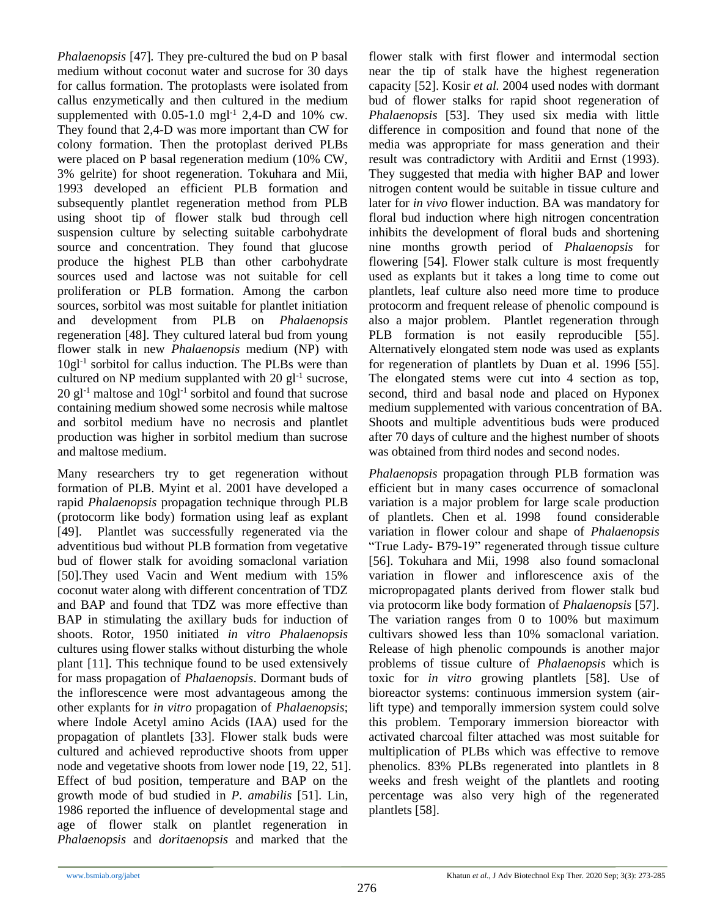*Phalaenopsis* [47]. They pre-cultured the bud on P basal medium without coconut water and sucrose for 30 days for callus formation. The protoplasts were isolated from callus enzymetically and then cultured in the medium supplemented with 0.05-1.0 $mgl^{-1}$ 2,4-D and 10% cw. They found that 2,4-D was more important than CW for colony formation. Then the protoplast derived PLBs were placed on P basal regeneration medium (10% CW, 3% gelrite) for shoot regeneration. Tokuhara and Mii, 1993 developed an efficient PLB formation and subsequently plantlet regeneration method from PLB using shoot tip of flower stalk bud through cell suspension culture by selecting suitable carbohydrate source and concentration. They found that glucose produce the highest PLB than other carbohydrate sources used and lactose was not suitable for cell proliferation or PLB formation. Among the carbon sources, sorbitol was most suitable for plantlet initiation and development from PLB on *Phalaenopsis* regeneration [48]. They cultured lateral bud from young flower stalk in new *Phalaenopsis* medium (NP) with $10gl^{-1}$ sorbitol for callus induction. The PLBs were than cultured on NP medium supplanted with 20 $gl^{-1}$ sucrose, 20 $gl^{-1}$ maltose and $10gl^{-1}$ sorbitol and found that sucrose containing medium showed some necrosis while maltose and sorbitol medium have no necrosis and plantlet production was higher in sorbitol medium than sucrose and maltose medium.

Many researchers try to get regeneration without formation of PLB. Myint et al. 2001 have developed a rapid *Phalaenopsis* propagation technique through PLB (protocorm like body) formation using leaf as explant [49]. Plantlet was successfully regenerated via the adventitious bud without PLB formation from vegetative bud of flower stalk for avoiding somaclonal variation [50].They used Vacin and Went medium with 15% coconut water along with different concentration of TDZ and BAP and found that TDZ was more effective than BAP in stimulating the axillary buds for induction of shoots. Rotor, 1950 initiated *in vitro Phalaenopsis* cultures using flower stalks without disturbing the whole plant [11]. This technique found to be used extensively for mass propagation of *Phalaenopsis*. Dormant buds of the inflorescence were most advantageous among the other explants for *in vitro* propagation of *Phalaenopsis*; where Indole Acetyl amino Acids (IAA) used for the propagation of plantlets [33]. Flower stalk buds were cultured and achieved reproductive shoots from upper node and vegetative shoots from lower node [19, 22, 51]. Effect of bud position, temperature and BAP on the growth mode of bud studied in *P. amabilis* [51]. Lin, 1986 reported the influence of developmental stage and age of flower stalk on plantlet regeneration in *Phalaenopsis* and *doritaenopsis* and marked that the flower stalk with first flower and intermodal section near the tip of stalk have the highest regeneration capacity [52]. Kosir *et al.* 2004 used nodes with dormant bud of flower stalks for rapid shoot regeneration of *Phalaenopsis* [53]. They used six media with little difference in composition and found that none of the media was appropriate for mass generation and their result was contradictory with Arditii and Ernst (1993). They suggested that media with higher BAP and lower nitrogen content would be suitable in tissue culture and later for *in vivo* flower induction. BA was mandatory for floral bud induction where high nitrogen concentration inhibits the development of floral buds and shortening nine months growth period of *Phalaenopsis* for flowering [54]. Flower stalk culture is most frequently used as explants but it takes a long time to come out plantlets, leaf culture also need more time to produce protocorm and frequent release of phenolic compound is also a major problem. Plantlet regeneration through PLB formation is not easily reproducible [55]. Alternatively elongated stem node was used as explants for regeneration of plantlets by Duan et al. 1996 [55]. The elongated stems were cut into 4 section as top, second, third and basal node and placed on Hyponex medium supplemented with various concentration of BA. Shoots and multiple adventitious buds were produced after 70 days of culture and the highest number of shoots was obtained from third nodes and second nodes.

*Phalaenopsis* propagation through PLB formation was efficient but in many cases occurrence of somaclonal variation is a major problem for large scale production of plantlets. Chen et al. 1998 found considerable variation in flower colour and shape of *Phalaenopsis* "True Lady- B79-19" regenerated through tissue culture [56]. Tokuhara and Mii, 1998 also found somaclonal variation in flower and inflorescence axis of the micropropagated plants derived from flower stalk bud via protocorm like body formation of *Phalaenopsis* [57]. The variation ranges from 0 to 100% but maximum cultivars showed less than 10% somaclonal variation. Release of high phenolic compounds is another major problems of tissue culture of *Phalaenopsis* which is toxic for *in vitro* growing plantlets [58]. Use of bioreactor systems: continuous immersion system (air-lift type) and temporally immersion system could solve this problem. Temporary immersion bioreactor with activated charcoal filter attached was most suitable for multiplication of PLBs which was effective to remove phenolics. 83% PLBs regenerated into plantlets in 8 weeks and fresh weight of the plantlets and rooting percentage was also very high of the regenerated plantlets [58].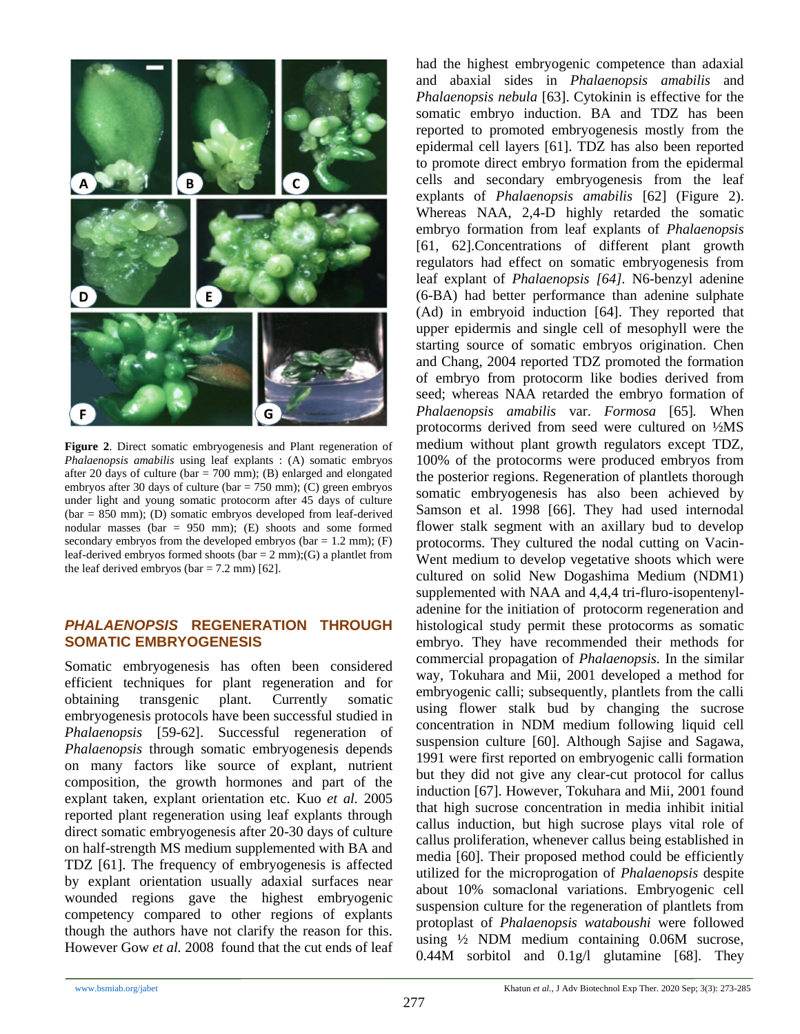**Figure 2**. Direct somatic embryogenesis and Plant regeneration of *Phalaenopsis amabilis* using leaf explants : (A) somatic embryos after 20 days of culture (bar = 700 mm); (B) enlarged and elongated embryos after 30 days of culture (bar = 750 mm); (C) green embryos under light and young somatic protocorm after 45 days of culture (bar = 850 mm); (D) somatic embryos developed from leaf-derived nodular masses (bar = 950 mm); (E) shoots and some formed secondary embryos from the developed embryos (bar = 1.2 mm); (F) leaf-derived embryos formed shoots (bar = 2 mm);(G) a plantlet from the leaf derived embryos (bar = 7.2 mm) [62].

## *PHALAENOPSIS* REGENERATION THROUGH SOMATIC EMBRYOGENESIS

Somatic embryogenesis has often been considered efficient techniques for plant regeneration and for obtaining transgenic plant. Currently somatic embryogenesis protocols have been successful studied in *Phalaenopsis* [59-62]. Successful regeneration of *Phalaenopsis* through somatic embryogenesis depends on many factors like source of explant, nutrient composition, the growth hormones and part of the explant taken, explant orientation etc. Kuo *et al.* 2005 reported plant regeneration using leaf explants through direct somatic embryogenesis after 20-30 days of culture on half-strength MS medium supplemented with BA and TDZ [61]. The frequency of embryogenesis is affected by explant orientation usually adaxial surfaces near wounded regions gave the highest embryogenic competency compared to other regions of explants though the authors have not clarify the reason for this. However Gow *et al.* 2008 found that the cut ends of leaf had the highest embryogenic competence than adaxial and abaxial sides in *Phalaenopsis amabilis* and *Phalaenopsis nebula* [63]. Cytokinin is effective for the somatic embryo induction. BA and TDZ has been reported to promoted embryogenesis mostly from the epidermal cell layers [61]. TDZ has also been reported to promote direct embryo formation from the epidermal cells and secondary embryogenesis from the leaf explants of *Phalaenopsis amabilis* [62] (Figure 2). Whereas NAA, 2,4-D highly retarded the somatic embryo formation from leaf explants of *Phalaenopsis* [61, 62].Concentrations of different plant growth regulators had effect on somatic embryogenesis from leaf explant of *Phalaenopsis [64]*. N6-benzyl adenine (6-BA) had better performance than adenine sulphate (Ad) in embryoid induction [64]. They reported that upper epidermis and single cell of mesophyll were the starting source of somatic embryos origination. Chen and Chang, 2004 reported TDZ promoted the formation of embryo from protocorm like bodies derived from seed; whereas NAA retarded the embryo formation of *Phalaenopsis amabilis* var. *Formosa* [65]. When protocorms derived from seed were cultured on ½MS medium without plant growth regulators except TDZ, 100% of the protocorms were produced embryos from the posterior regions. Regeneration of plantlets thorough somatic embryogenesis has also been achieved by Samson et al. 1998 [66]. They had used internodal flower stalk segment with an axillary bud to develop protocorms. They cultured the nodal cutting on Vacin-Went medium to develop vegetative shoots which were cultured on solid New Dogashima Medium (NDM1) supplemented with NAA and 4,4,4 tri-fluro-isopentenyl-adenine for the initiation of protocorm regeneration and histological study permit these protocorms as somatic embryo. They have recommended their methods for commercial propagation of *Phalaenopsis.* In the similar way, Tokuhara and Mii, 2001 developed a method for embryogenic calli; subsequently, plantlets from the calli using flower stalk bud by changing the sucrose concentration in NDM medium following liquid cell suspension culture [60]. Although Sajise and Sagawa, 1991 were first reported on embryogenic calli formation but they did not give any clear-cut protocol for callus induction [67]. However, Tokuhara and Mii, 2001 found that high sucrose concentration in media inhibit initial callus induction, but high sucrose plays vital role of callus proliferation, whenever callus being established in media [60]. Their proposed method could be efficiently utilized for the microprogation of *Phalaenopsis* despite about 10% somaclonal variations. Embryogenic cell suspension culture for the regeneration of plantlets from protoplast of *Phalaenopsis wataboushi* were followed using ½ NDM medium containing 0.06M sucrose, 0.44M sorbitol and 0.1g/l glutamine [68]. They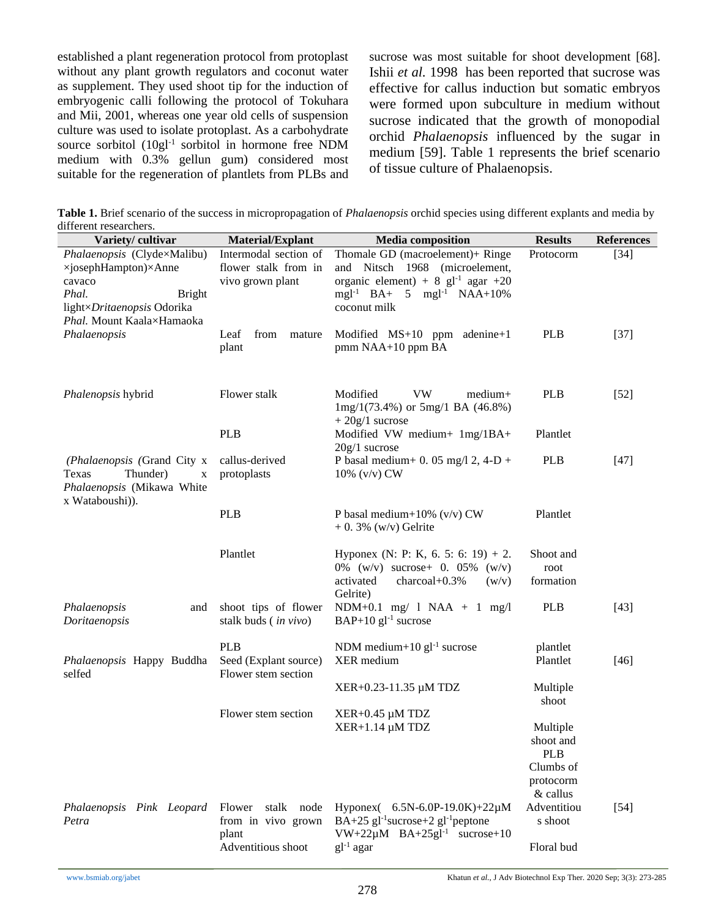established a plant regeneration protocol from protoplast without any plant growth regulators and coconut water as supplement. They used shoot tip for the induction of embryogenic calli following the protocol of Tokuhara and Mii, 2001, whereas one year old cells of suspension culture was used to isolate protoplast. As a carbohydrate source sorbitol ($10 gl^{-1}$ sorbitol in hormone free NDM medium with 0.3% gellun gum) considered most suitable for the regeneration of plantlets from PLBs and sucrose was most suitable for shoot development [68]. Ishii *et al.* 1998 has been reported that sucrose was effective for callus induction but somatic embryos were formed upon subculture in medium without sucrose indicated that the growth of monopodial orchid *Phalaenopsis* influenced by the sugar in medium [59]. Table 1 represents the brief scenario of tissue culture of Phalaenopsis.

**Table 1.** Brief scenario of the success in micropropagation of *Phalaenopsis* orchid species using different explants and media by different researchers.

| Variety/ cultivar | Material/Explant | Media composition | Results | References |
|---|---|---|---|---|
| *Phalaenopsis* (Clyde×Malibu) ×josephHampton)×Anne cavaco<br>*Phal.* Bright light×*Dritaenopsis* Odorika<br>*Phal.* Mount Kaala×Hamaoka | Intermodal section of flower stalk from in vivo grown plant | Thomale GD (macroelement)+ Ringe and Nitsch 1968 (microelement, organic element) + 8 $gl^{-1}$ agar +20 $mgl^{-1}$ BA+ 5 $mgl^{-1}$ NAA+10% coconut milk | Protocorm | [34] |
| *Phalaenopsis* | Leaf from mature plant | Modified MS+10 ppm adenine+1 pmm NAA+10 ppm BA | PLB | [37] |
| *Phalenopsis* hybrid | Flower stalk | Modified VW medium+ 1mg/1(73.4%) or 5mg/1 BA (46.8%) + 20g/1 sucrose | PLB | [52] |
| | PLB | Modified VW medium+ 1mg/1BA+ 20g/1 sucrose | Plantlet | |
| *(Phalaenopsis (*Grand City x Texas Thunder) x *Phalaenopsis* (Mikawa White x Wataboushi)). | callus-derived protoplasts | P basal medium+ 0. 05 mg/l 2, 4-D + 10% (v/v) CW | PLB | [47] |
| | PLB | P basal medium+10% (v/v) CW + 0. 3% (w/v) Gelrite | Plantlet | |
| | Plantlet | Hyponex (N: P: K, 6. 5: 6: 19) + 2. 0% (w/v) sucrose+ 0. 05% (w/v) activated charcoal+0.3% (w/v) Gelrite) | Shoot and root formation | |
| *Phalaenopsis* and *Doritaenopsis* | shoot tips of flower stalk buds ( *in vivo*) | NDM+0.1 mg/ l NAA + 1 mg/l BAP+10 $gl^{-1}$ sucrose | PLB | [43] |
| | PLB | NDM medium+10 $gl^{-1}$ sucrose | plantlet | |
| *Phalaenopsis* Happy Buddha selfed | Seed (Explant source)<br>Flower stem section | XER medium | Plantlet | [46] |
| | | XER+0.23-11.35 µM TDZ | Multiple shoot | |
| | Flower stem section | XER+0.45 µM TDZ<br>XER+1.14 µM TDZ | Multiple shoot and PLB<br>Clumbs of protocorm & callus | |
| *Phalaenopsis Pink Leopard Petra* | Flower stalk node from in vivo grown plant | Hyponex( 6.5N-6.0P-19.0K)+22µM BA+25 $gl^{-1}$sucrose+2 $gl^{-1}$peptone | Adventitious shoot | [54] |
| | Adventitious shoot | VW+22µM BA+25$gl^{-1}$ sucrose+10 $gl^{-1}$ agar | Floral bud | |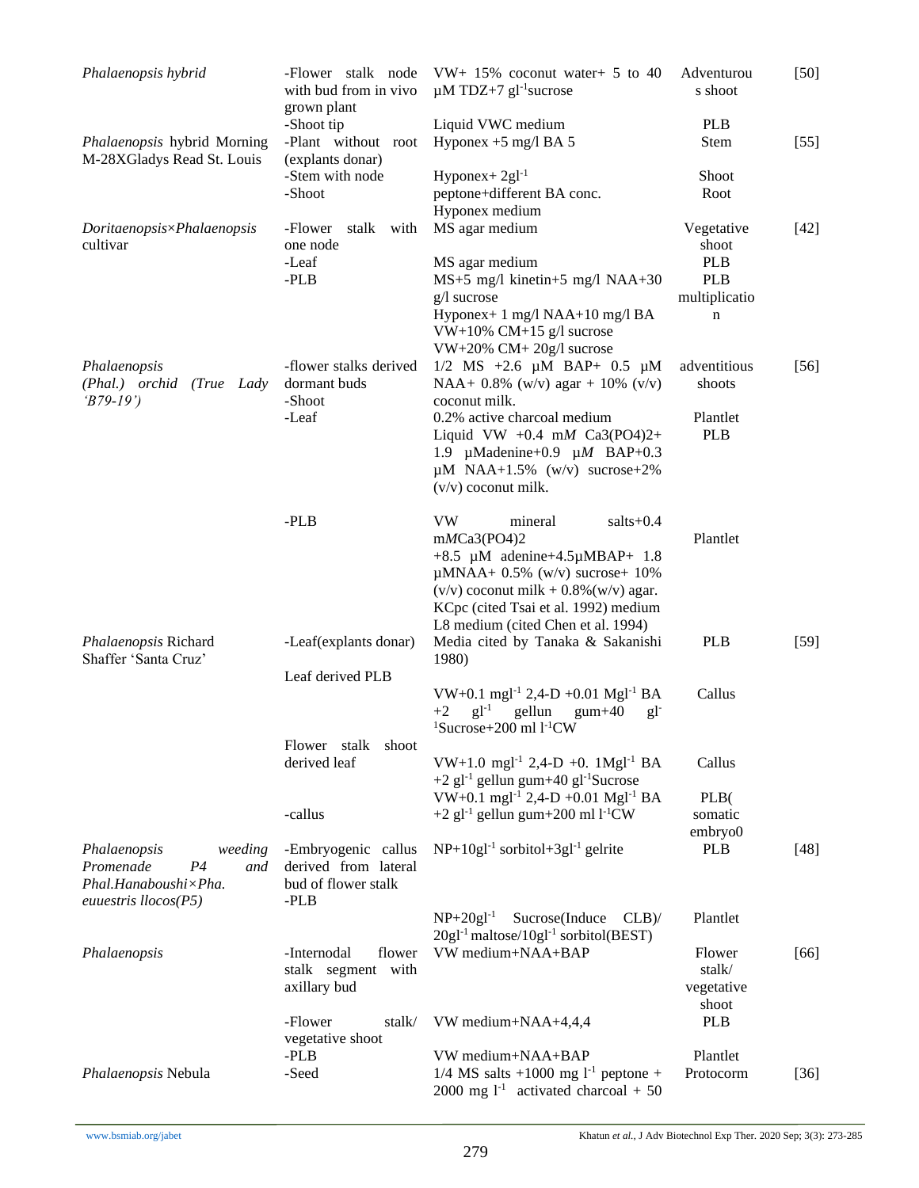| | | | | |
|---|---|---|---|---|
| *Phalaenopsis hybrid* | -Flower stalk node with bud from in vivo grown plant | VW+ 15% coconut water+ 5 to 40 µM TDZ+7 $gl^{-1}$sucrose | Adventurous shoot | [50] |
| | -Shoot tip | Liquid VWC medium | PLB | |
| *Phalaenopsis* hybrid Morning M-28XGladys Read St. Louis | -Plant without root (explants donar) | Hyponex +5 mg/l BA 5 | Stem | [55] |
| | -Stem with node | Hyponex+ 2$gl^{-1}$ | Shoot | |
| | -Shoot | peptone+different BA conc. Hyponex medium | Root | |
| *Doritaenopsis×Phalaenopsis* cultivar | -Flower stalk with one node | MS agar medium | Vegetative shoot | [42] |
| | -Leaf | MS agar medium | PLB | |
| | -PLB | MS+5 mg/l kinetin+5 mg/l NAA+30 g/l sucrose<br>Hyponex+ 1 mg/l NAA+10 mg/l BA<br>VW+10% CM+15 g/l sucrose<br>VW+20% CM+ 20g/l sucrose | PLB multiplication | |
| *Phalaenopsis (Phal.) orchid (True Lady 'B79-19')* | -flower stalks derived dormant buds | 1/2 MS +2.6 µM BAP+ 0.5 µM NAA+ 0.8% (w/v) agar + 10% (v/v) coconut milk. | adventitious shoots | [56] |
| | -Shoot | 0.2% active charcoal medium | Plantlet | |
| | -Leaf | Liquid VW +0.4 m*M* Ca3(PO4)2+ 1.9 µMadenine+0.9 µ*M* BAP+0.3 µM NAA+1.5% (w/v) sucrose+2% (v/v) coconut milk. | PLB | |
| | -PLB | VW mineral salts+0.4 m*M*Ca3(PO4)2 +8.5 µM adenine+4.5µMBAP+ 1.8 µMNAA+ 0.5% (w/v) sucrose+ 10% (v/v) coconut milk + 0.8%(w/v) agar. | Plantlet | |
| | | KCpc (cited Tsai et al. 1992) medium<br>L8 medium (cited Chen et al. 1994) | | |
| *Phalaenopsis* Richard Shaffer 'Santa Cruz' | -Leaf(explants donar) | Media cited by Tanaka & Sakanishi 1980) | PLB | [59] |
| | Leaf derived PLB | VW+0.1 $mgl^{-1}$ 2,4-D +0.01 $Mgl^{-1}$ BA +2 $gl^{-1}$ gellun gum+40 $gl^{-1}$Sucrose+200 ml $l^{-1}$CW | Callus | |
| | Flower stalk shoot derived leaf | VW+1.0 $mgl^{-1}$ 2,4-D +0. 1$Mgl^{-1}$ BA +2 $gl^{-1}$ gellun gum+40 $gl^{-1}$Sucrose | Callus | |
| | -callus | VW+0.1 $mgl^{-1}$ 2,4-D +0.01 $Mgl^{-1}$ BA +2 $gl^{-1}$ gellun gum+200 ml $l^{-1}$CW | PLB( somatic embryo0 | |
| *Phalaenopsis weeding Promenade P4 and Phal.Hanaboushi×Pha. euuestris llocos(P5)* | -Embryogenic callus derived from lateral bud of flower stalk | NP+10$gl^{-1}$ sorbitol+3$gl^{-1}$ gelrite | PLB | [48] |
| | -PLB | NP+20$gl^{-1}$ Sucrose(Induce CLB)/ 20$gl^{-1}$ maltose/10$gl^{-1}$ sorbitol(BEST) | Plantlet | |
| *Phalaenopsis* | -Internodal flower stalk segment with axillary bud | VW medium+NAA+BAP | Flower stalk/ vegetative shoot | [66] |
| | -Flower stalk/ vegetative shoot | VW medium+NAA+4,4,4 | PLB | |
| | -PLB | VW medium+NAA+BAP | Plantlet | |
| *Phalaenopsis* Nebula | -Seed | 1/4 MS salts +1000 mg $l^{-1}$ peptone + 2000 mg $l^{-1}$ activated charcoal + 50 | Protocorm | [36] |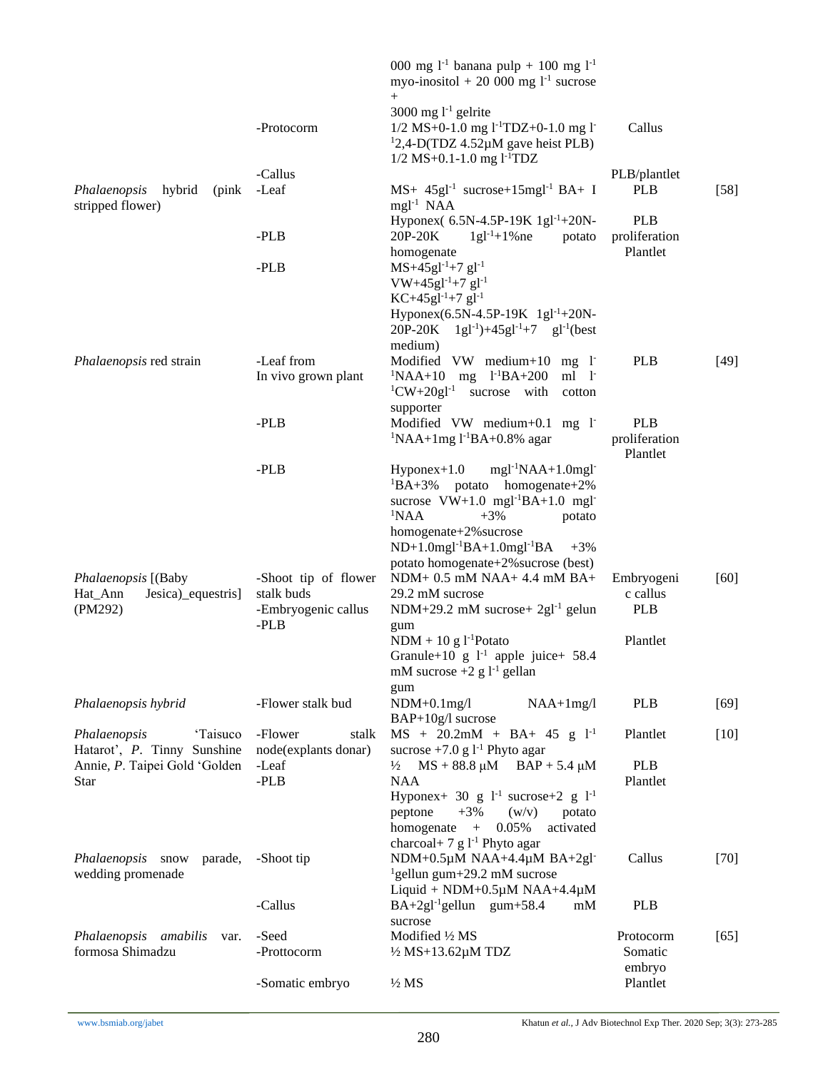| | | | | |
|---|---|---|---|---|
| | | 000 mg $l^{-1}$ banana pulp + 100 mg $l^{-1}$ myo-inositol + 20 000 mg $l^{-1}$ sucrose + 3000 mg $l^{-1}$ gelrite | | |
| | -Protocorm | 1/2 MS+0-1.0 mg $l^{-1}$TDZ+0-1.0 mg $l^{-1}$2,4-D(TDZ 4.52µM gave heist PLB) | Callus | |
| | -Callus | 1/2 MS+0.1-1.0 mg $l^{-1}$TDZ | PLB/plantlet | |
| *Phalaenopsis* hybrid (pink stripped flower) | -Leaf | MS+ 45g$l^{-1}$ sucrose+15mg$l^{-1}$ BA+ I mg$l^{-1}$ NAA | PLB | [58] |
| | -PLB | Hyponex( 6.5N-4.5P-19K 1g$l^{-1}$+20N-20P-20K 1g$l^{-1}$+1%ne potato homogenate | PLB proliferation Plantlet | |
| | -PLB | MS+45g$l^{-1}$+7 g$l^{-1}$ VW+45g$l^{-1}$+7 g$l^{-1}$ KC+45g$l^{-1}$+7 g$l^{-1}$ Hyponex(6.5N-4.5P-19K 1g$l^{-1}$+20N-20P-20K 1g$l^{-1}$)+45g$l^{-1}$+7 g$l^{-1}$(best medium) | | |
| *Phalaenopsis* red strain | -Leaf from In vivo grown plant | Modified VW medium+10 mg $l^{-1}$NAA+10 mg $l^{-1}$BA+200 ml $l^{-1}$CW+20g$l^{-1}$ sucrose with cotton supporter | PLB | [49] |
| | -PLB | Modified VW medium+0.1 mg $l^{-1}$NAA+1mg $l^{-1}$BA+0.8% agar | PLB proliferation Plantlet | |
| | -PLB | Hyponex+1.0 mg$l^{-1}$NAA+1.0mg$l^{-1}$BA+3% potato homogenate+2% sucrose VW+1.0 mg$l^{-1}$BA+1.0 mg$l^{-1}$NAA +3% potato homogenate+2%sucrose ND+1.0mg$l^{-1}$BA+1.0mg$l^{-1}$BA +3% potato homogenate+2%sucrose (best) | | |
| *Phalaenopsis* [(Baby Hat_Ann Jesica)_equestris] (PM292) | -Shoot tip of flower stalk buds | NDM+ 0.5 mM NAA+ 4.4 mM BA+ 29.2 mM sucrose | Embryogenic callus | [60] |
| | -Embryogenic callus | NDM+29.2 mM sucrose+ 2g$l^{-1}$ gelun gum | PLB | |
| | -PLB | NDM + 10 g $l^{-1}$Potato Granule+10 g $l^{-1}$ apple juice+ 58.4 mM sucrose +2 g $l^{-1}$ gellan gum | Plantlet | |
| *Phalaenopsis hybrid* | -Flower stalk bud | NDM+0.1mg/l NAA+1mg/l BAP+10g/l sucrose | PLB | [69] |
| *Phalaenopsis* 'Taisuco Hatarot', *P.* Tinny Sunshine Annie, *P.* Taipei Gold 'Golden Star | -Flower stalk node(explants donar) | MS + 20.2mM + BA+ 45 g $l^{-1}$ sucrose +7.0 g $l^{-1}$ Phyto agar | Plantlet | [10] |
| | -Leaf | ½ MS + 88.8 µM BAP + 5.4 µM NAA | PLB | |
| | -PLB | Hyponex+ 30 g $l^{-1}$ sucrose+2 g $l^{-1}$ peptone +3% (w/v) potato homogenate + 0.05% activated charcoal+ 7 g $l^{-1}$ Phyto agar | Plantlet | |
| *Phalaenopsis* snow parade, wedding promenade | -Shoot tip | NDM+0.5µM NAA+4.4µM BA+2g$l^{-1}$gellun gum+29.2 mM sucrose | Callus | [70] |
| | -Callus | Liquid + NDM+0.5µM NAA+4.4µM BA+2g$l^{-1}$gellun gum+58.4 mM sucrose | PLB | |
| *Phalaenopsis amabilis* var. formosa Shimadzu | -Seed | Modified ½ MS | Protocorm | [65] |
| | -Prottocorm | ½ MS+13.62µM TDZ | Somatic embryo | |
| | -Somatic embryo | ½ MS | Plantlet | |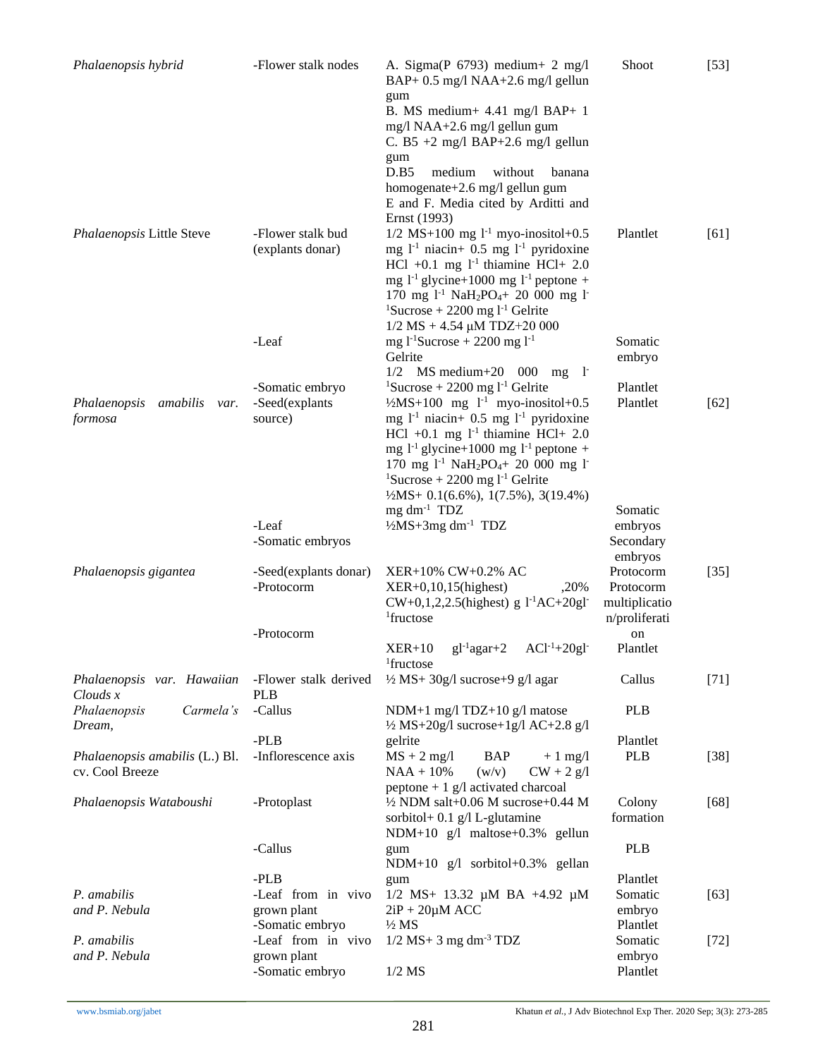| | | | | |
|---|---|---|---|---|
| *Phalaenopsis hybrid* | -Flower stalk nodes | A. Sigma(P 6793) medium+ 2 mg/l BAP+ 0.5 mg/l NAA+2.6 mg/l gellun gum<br>B. MS medium+ 4.41 mg/l BAP+ 1 mg/l NAA+2.6 mg/l gellun gum<br>C. B5 +2 mg/l BAP+2.6 mg/l gellun gum<br>D.B5 medium without banana homogenate+2.6 mg/l gellun gum<br>E and F. Media cited by Arditti and Ernst (1993) | Shoot | [53] |
| *Phalaenopsis* Little Steve | -Flower stalk bud (explants donar) | 1/2 MS+100 mg $l^{-1}$ myo-inositol+0.5 mg $l^{-1}$ niacin+ 0.5 mg $l^{-1}$ pyridoxine HCl +0.1 mg $l^{-1}$ thiamine HCl+ 2.0 mg $l^{-1}$ glycine+1000 mg $l^{-1}$ peptone + 170 mg $l^{-1}$ $NaH_2PO_4$+ 20 000 mg $l^{-1}$Sucrose + 2200 mg $l^{-1}$ Gelrite | Plantlet | [61] |
| | -Leaf | 1/2 MS + 4.54 μM TDZ+20 000 mg $l^{-1}$Sucrose + 2200 mg $l^{-1}$ Gelrite | Somatic embryo | |
| | -Somatic embryo | 1/2 MS medium+20 000 mg $l^{-1}$Sucrose + 2200 mg $l^{-1}$ Gelrite | Plantlet | |
| *Phalaenopsis amabilis var. formosa* | -Seed(explants source) | ½MS+100 mg $l^{-1}$ myo-inositol+0.5 mg $l^{-1}$ niacin+ 0.5 mg $l^{-1}$ pyridoxine HCl +0.1 mg $l^{-1}$ thiamine HCl+ 2.0 mg $l^{-1}$ glycine+1000 mg $l^{-1}$ peptone + 170 mg $l^{-1}$ $NaH_2PO_4$+ 20 000 mg $l^{-1}$Sucrose + 2200 mg $l^{-1}$ Gelrite | Plantlet | [62] |
| | -Leaf | ½MS+ 0.1(6.6%), 1(7.5%), 3(19.4%) mg $dm^{-1}$ TDZ | Somatic embryos | |
| | -Somatic embryos | ½MS+3mg $dm^{-1}$ TDZ | Secondary embryos | |
| *Phalaenopsis gigantea* | -Seed(explants donar) | XER+10% CW+0.2% AC | Protocorm | [35] |
| | -Protocorm | XER+0,10,15(highest) ,20% CW+0,1,2,2.5(highest) g $l^{-1}$AC+20g$l^{-1}$fructose | Protocorm multiplication/proliferation | |
| | -Protocorm | XER+10 g$l^{-1}$agar+2 AC$l^{-1}$+20g$l^{-1}$fructose | Plantlet | |
| *Phalaenopsis var. Hawaiian Clouds x* | -Flower stalk derived PLB | ½ MS+ 30g/l sucrose+9 g/l agar | Callus | [71] |
| *Phalaenopsis Carmela's Dream,* | -Callus | NDM+1 mg/l TDZ+10 g/l matose | PLB | |
| | -PLB | ½ MS+20g/l sucrose+1g/l AC+2.8 g/l gelrite | Plantlet | |
| *Phalaenopsis amabilis* (L.) Bl. cv. Cool Breeze | -Inflorescence axis | MS + 2 mg/l BAP + 1 mg/l NAA + 10% (w/v) CW + 2 g/l peptone + 1 g/l activated charcoal | PLB | [38] |
| *Phalaenopsis Wataboushi* | -Protoplast | ½ NDM salt+0.06 M sucrose+0.44 M sorbitol+ 0.1 g/l L-glutamine | Colony formation | [68] |
| | -Callus | NDM+10 g/l maltose+0.3% gellun gum | PLB | |
| | -PLB | NDM+10 g/l sorbitol+0.3% gellan gum | Plantlet | |
| *P. amabilis* and *P. Nebula* | -Leaf from in vivo grown plant | 1/2 MS+ 13.32 μM BA +4.92 μM 2iP + 20μM ACC | Somatic embryo | [63] |
| | -Somatic embryo | ½ MS | Plantlet | |
| *P. amabilis* and *P. Nebula* | -Leaf from in vivo grown plant | 1/2 MS+ 3 mg $dm^{-3}$ TDZ | Somatic embryo | [72] |
| | -Somatic embryo | 1/2 MS | Plantlet | |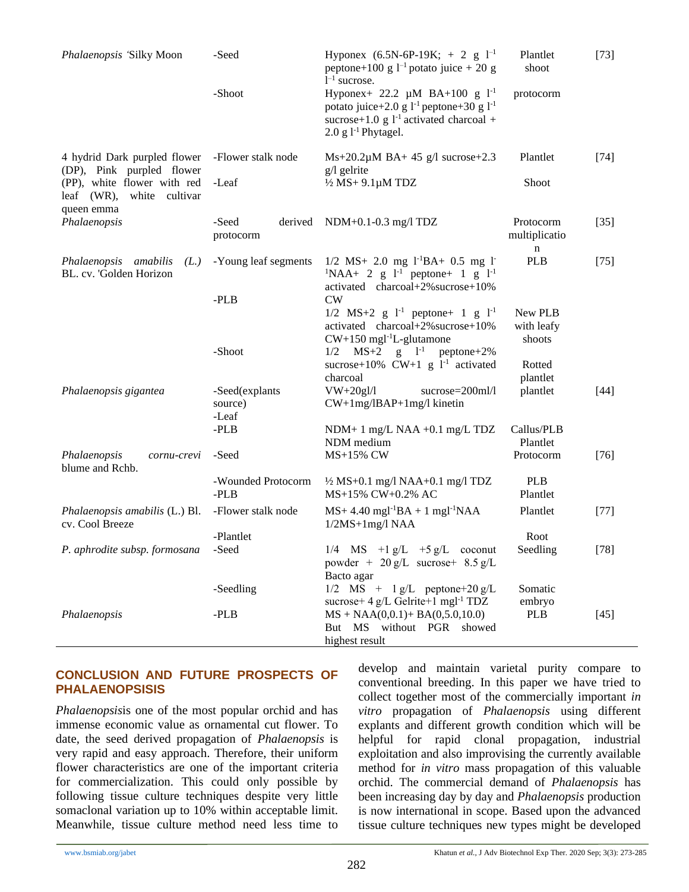| Species | Explant | Medium | Response | Reference |
|---|---|---|---|---|
| *Phalaenopsis 'Silky Moon* | -Seed | Hyponex (6.5N-6P-19K; + 2 g $l^{-1}$ peptone+100 g $l^{-1}$ potato juice + 20 g $l^{-1}$ sucrose. | Plantlet shoot | [73] |
| | -Shoot | Hyponex+ 22.2 μM BA+100 g $l^{-1}$ potato juice+2.0 g $l^{-1}$ peptone+30 g $l^{-1}$ sucrose+1.0 g $l^{-1}$ activated charcoal + 2.0 g $l^{-1}$ Phytagel. | protocorm | |
| 4 hydrid Dark purpled flower (DP), Pink purpled flower (PP), white flower with red leaf (WR), white cultivar queen emma | -Flower stalk node | Ms+20.2μM BA+ 45 g/l sucrose+2.3 g/l gelrite | Plantlet | [74] |
| | -Leaf | ½ MS+ 9.1μM TDZ | Shoot | |
| *Phalaenopsis* | -Seed derived protocorm | NDM+0.1-0.3 mg/l TDZ | Protocorm multiplication | [35] |
| *Phalaenopsis amabilis (L.)* BL. cv. 'Golden Horizon | -Young leaf segments | 1/2 MS+ 2.0 mg $l^{-1}$BA+ 0.5 mg $l^{-1}$NAA+ 2 g $l^{-1}$ peptone+ 1 g $l^{-1}$ activated charcoal+2%sucrose+10% CW | PLB | [75] |
| | -PLB | 1/2 MS+2 g $l^{-1}$ peptone+ 1 g $l^{-1}$ activated charcoal+2%sucrose+10% CW+150 mg$l^{-1}$L-glutamone | New PLB with leafy shoots | |
| | -Shoot | 1/2 MS+2 g $l^{-1}$ peptone+2% sucrose+10% CW+1 g $l^{-1}$ activated charcoal | Rotted plantlet | |
| *Phalaenopsis gigantea* | -Seed(explants source) | VW+20gl/l sucrose=200ml/l CW+1mg/lBAP+1mg/l kinetin | plantlet | [44] |
| | -Leaf | | | |
| | -PLB | NDM+ 1 mg/L NAA +0.1 mg/L TDZ | Callus/PLB | |
| | | NDM medium | Plantlet | |
| *Phalaenopsis cornu-crevi* blume and Rchb. | -Seed | MS+15% CW | Protocorm | [76] |
| | -Wounded Protocorm | ½ MS+0.1 mg/l NAA+0.1 mg/l TDZ | PLB | |
| | -PLB | MS+15% CW+0.2% AC | Plantlet | |
| *Phalaenopsis amabilis* (L.) Bl. cv. Cool Breeze | -Flower stalk node | MS+ 4.40 mg$l^{-1}$BA + 1 mg$l^{-1}$NAA | Plantlet | [77] |
| | -Plantlet | 1/2MS+1mg/l NAA | Root | |
| *P. aphrodite subsp. formosana* | -Seed | 1/4 MS +1 g/L +5 g/L coconut powder + 20 g/L sucrose+ 8.5 g/L Bacto agar | Seedling | [78] |
| | -Seedling | 1/2 MS + 1 g/L peptone+20 g/L sucrose+ 4 g/L Gelrite+1 mg$l^{-1}$ TDZ | Somatic embryo | |
| *Phalaenopsis* | -PLB | MS + NAA(0,0.1)+ BA(0,5.0,10.0) But MS without PGR showed highest result | PLB | [45] |

## CONCLUSION AND FUTURE PROSPECTS OF PHALAENOPSISIS

*Phalaenopsis*is one of the most popular orchid and has immense economic value as ornamental cut flower. To date, the seed derived propagation of *Phalaenopsis* is very rapid and easy approach. Therefore, their uniform flower characteristics are one of the important criteria for commercialization. This could only possible by following tissue culture techniques despite very little somaclonal variation up to 10% within acceptable limit. Meanwhile, tissue culture method need less time to develop and maintain varietal purity compare to conventional breeding. In this paper we have tried to collect together most of the commercially important *in vitro* propagation of *Phalaenopsis* using different explants and different growth condition which will be helpful for rapid clonal propagation, industrial exploitation and also improvising the currently available method for *in vitro* mass propagation of this valuable orchid. The commercial demand of *Phalaenopsis* has been increasing day by day and *Phalaenopsis* production is now international in scope. Based upon the advanced tissue culture techniques new types might be developed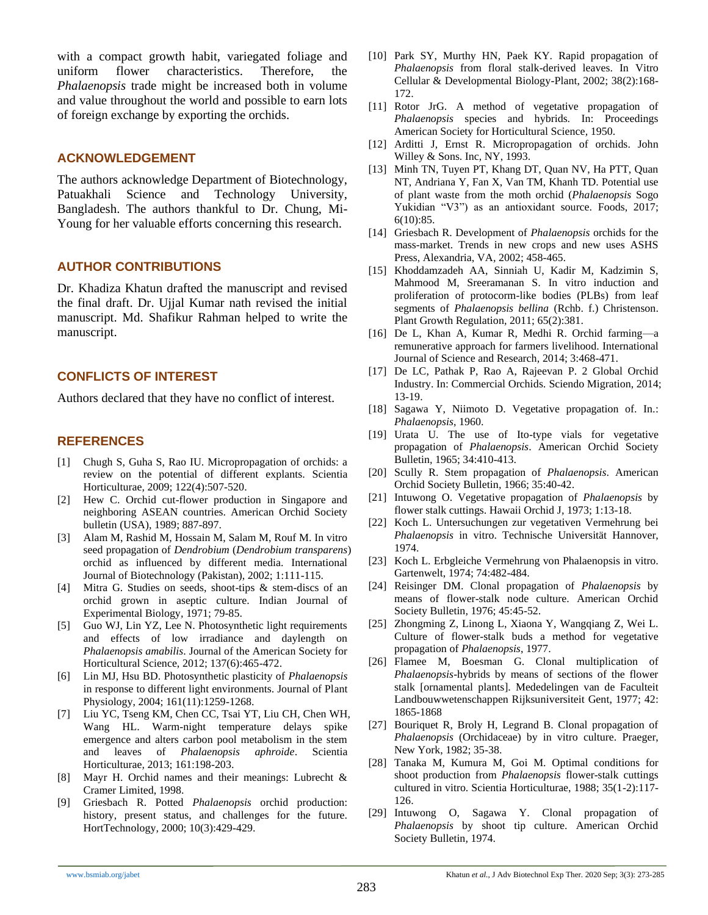with a compact growth habit, variegated foliage and uniform flower characteristics. Therefore, the *Phalaenopsis* trade might be increased both in volume and value throughout the world and possible to earn lots of foreign exchange by exporting the orchids.

## ACKNOWLEDGEMENT

The authors acknowledge Department of Biotechnology, Patuakhali Science and Technology University, Bangladesh. The authors thankful to Dr. Chung, Mi-Young for her valuable efforts concerning this research.

## AUTHOR CONTRIBUTIONS

Dr. Khadiza Khatun drafted the manuscript and revised the final draft. Dr. Ujjal Kumar nath revised the initial manuscript. Md. Shafikur Rahman helped to write the manuscript.

## CONFLICTS OF INTEREST

Authors declared that they have no conflict of interest.

## REFERENCES

[1] Chugh S, Guha S, Rao IU. Micropropagation of orchids: a review on the potential of different explants. Scientia Horticulturae, 2009; 122(4):507-520.

[2] Hew C. Orchid cut-flower production in Singapore and neighboring ASEAN countries. American Orchid Society bulletin (USA), 1989; 887-897.

[3] Alam M, Rashid M, Hossain M, Salam M, Rouf M. In vitro seed propagation of *Dendrobium* (*Dendrobium transparens*) orchid as influenced by different media. International Journal of Biotechnology (Pakistan), 2002; 1:111-115.

[4] Mitra G. Studies on seeds, shoot-tips & stem-discs of an orchid grown in aseptic culture. Indian Journal of Experimental Biology, 1971; 79-85.

[5] Guo WJ, Lin YZ, Lee N. Photosynthetic light requirements and effects of low irradiance and daylength on *Phalaenopsis amabilis*. Journal of the American Society for Horticultural Science, 2012; 137(6):465-472.

[6] Lin MJ, Hsu BD. Photosynthetic plasticity of *Phalaenopsis* in response to different light environments. Journal of Plant Physiology, 2004; 161(11):1259-1268.

[7] Liu YC, Tseng KM, Chen CC, Tsai YT, Liu CH, Chen WH, Wang HL. Warm-night temperature delays spike emergence and alters carbon pool metabolism in the stem and leaves of *Phalaenopsis aphroide*. Scientia Horticulturae, 2013; 161:198-203.

[8] Mayr H. Orchid names and their meanings: Lubrecht & Cramer Limited, 1998.

[9] Griesbach R. Potted *Phalaenopsis* orchid production: history, present status, and challenges for the future. HortTechnology, 2000; 10(3):429-429.

[10] Park SY, Murthy HN, Paek KY. Rapid propagation of *Phalaenopsis* from floral stalk-derived leaves. In Vitro Cellular & Developmental Biology-Plant, 2002; 38(2):168-172.

[11] Rotor JrG. A method of vegetative propagation of *Phalaenopsis* species and hybrids. In: Proceedings American Society for Horticultural Science, 1950.

[12] Arditti J, Ernst R. Micropropagation of orchids. John Willey & Sons. Inc, NY, 1993.

[13] Minh TN, Tuyen PT, Khang DT, Quan NV, Ha PTT, Quan NT, Andriana Y, Fan X, Van TM, Khanh TD. Potential use of plant waste from the moth orchid (*Phalaenopsis* Sogo Yukidian "V3") as an antioxidant source. Foods, 2017; 6(10):85.

[14] Griesbach R. Development of *Phalaenopsis* orchids for the mass-market. Trends in new crops and new uses ASHS Press, Alexandria, VA, 2002; 458-465.

[15] Khoddamzadeh AA, Sinniah U, Kadir M, Kadzimin S, Mahmood M, Sreeramanan S. In vitro induction and proliferation of protocorm-like bodies (PLBs) from leaf segments of *Phalaenopsis bellina* (Rchb. f.) Christenson. Plant Growth Regulation, 2011; 65(2):381.

[16] De L, Khan A, Kumar R, Medhi R. Orchid farming—a remunerative approach for farmers livelihood. International Journal of Science and Research, 2014; 3:468-471.

[17] De LC, Pathak P, Rao A, Rajeevan P. 2 Global Orchid Industry. In: Commercial Orchids. Sciendo Migration, 2014; 13-19.

[18] Sagawa Y, Niimoto D. Vegetative propagation of. In.: *Phalaenopsis*, 1960.

[19] Urata U. The use of Ito-type vials for vegetative propagation of *Phalaenopsis*. American Orchid Society Bulletin, 1965; 34:410-413.

[20] Scully R. Stem propagation of *Phalaenopsis*. American Orchid Society Bulletin, 1966; 35:40-42.

[21] Intuwong O. Vegetative propagation of *Phalaenopsis* by flower stalk cuttings. Hawaii Orchid J, 1973; 1:13-18.

[22] Koch L. Untersuchungen zur vegetativen Vermehrung bei *Phalaenopsis* in vitro. Technische Universität Hannover, 1974.

[23] Koch L. Erbgleiche Vermehrung von Phalaenopsis in vitro. Gartenwelt, 1974; 74:482-484.

[24] Reisinger DM. Clonal propagation of *Phalaenopsis* by means of flower-stalk node culture. American Orchid Society Bulletin, 1976; 45:45-52.

[25] Zhongming Z, Linong L, Xiaona Y, Wangqiang Z, Wei L. Culture of flower-stalk buds a method for vegetative propagation of *Phalaenopsis*, 1977.

[26] Flamee M, Boesman G. Clonal multiplication of *Phalaenopsis*-hybrids by means of sections of the flower stalk [ornamental plants]. Mededelingen van de Faculteit Landbouwwetenschappen Rijksuniversiteit Gent, 1977; 42: 1865-1868

[27] Bouriquet R, Broly H, Legrand B. Clonal propagation of *Phalaenopsis* (Orchidaceae) by in vitro culture. Praeger, New York, 1982; 35-38.

[28] Tanaka M, Kumura M, Goi M. Optimal conditions for shoot production from *Phalaenopsis* flower-stalk cuttings cultured in vitro. Scientia Horticulturae, 1988; 35(1-2):117-126.

[29] Intuwong O, Sagawa Y. Clonal propagation of *Phalaenopsis* by shoot tip culture. American Orchid Society Bulletin, 1974.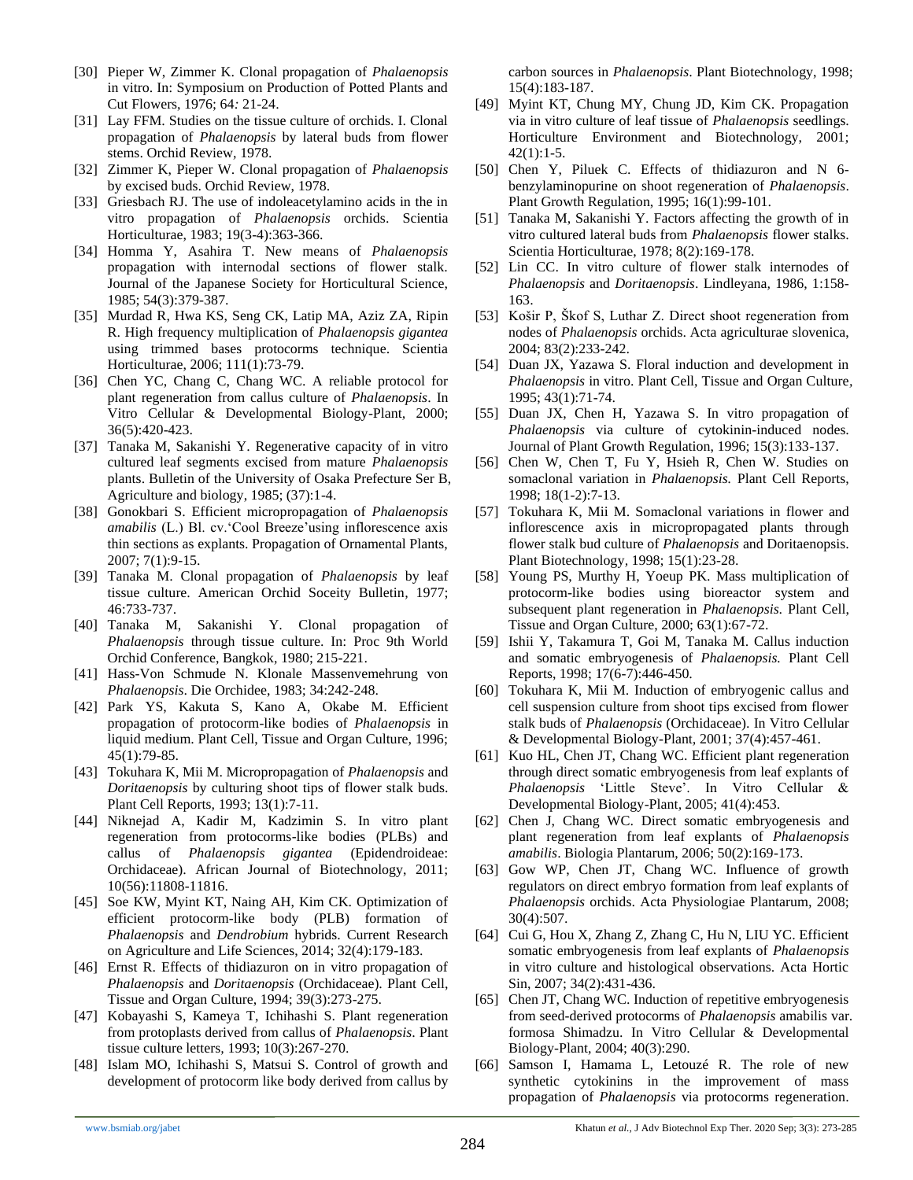[30] Pieper W, Zimmer K. Clonal propagation of *Phalaenopsis* in vitro. In: Symposium on Production of Potted Plants and Cut Flowers, 1976; 64*:* 21-24.

[31] Lay FFM. Studies on the tissue culture of orchids. I. Clonal propagation of *Phalaenopsis* by lateral buds from flower stems. Orchid Review, 1978.

[32] Zimmer K, Pieper W. Clonal propagation of *Phalaenopsis* by excised buds. Orchid Review, 1978.

[33] Griesbach RJ. The use of indoleacetylamino acids in the in vitro propagation of *Phalaenopsis* orchids. Scientia Horticulturae, 1983; 19(3-4):363-366.

[34] Homma Y, Asahira T. New means of *Phalaenopsis* propagation with internodal sections of flower stalk. Journal of the Japanese Society for Horticultural Science, 1985; 54(3):379-387.

[35] Murdad R, Hwa KS, Seng CK, Latip MA, Aziz ZA, Ripin R. High frequency multiplication of *Phalaenopsis gigantea* using trimmed bases protocorms technique. Scientia Horticulturae, 2006; 111(1):73-79.

[36] Chen YC, Chang C, Chang WC. A reliable protocol for plant regeneration from callus culture of *Phalaenopsis*. In Vitro Cellular & Developmental Biology-Plant, 2000; 36(5):420-423.

[37] Tanaka M, Sakanishi Y. Regenerative capacity of in vitro cultured leaf segments excised from mature *Phalaenopsis* plants. Bulletin of the University of Osaka Prefecture Ser B, Agriculture and biology, 1985; (37):1-4.

[38] Gonokbari S. Efficient micropropagation of *Phalaenopsis amabilis* (L.) Bl. cv.'Cool Breeze'using inflorescence axis thin sections as explants. Propagation of Ornamental Plants, 2007; 7(1):9-15.

[39] Tanaka M. Clonal propagation of *Phalaenopsis* by leaf tissue culture. American Orchid Soceity Bulletin, 1977; 46:733-737.

[40] Tanaka M, Sakanishi Y. Clonal propagation of *Phalaenopsis* through tissue culture. In: Proc 9th World Orchid Conference, Bangkok, 1980; 215-221.

[41] Hass-Von Schmude N. Klonale Massenvemehrung von *Phalaenopsis*. Die Orchidee, 1983; 34:242-248.

[42] Park YS, Kakuta S, Kano A, Okabe M. Efficient propagation of protocorm-like bodies of *Phalaenopsis* in liquid medium. Plant Cell, Tissue and Organ Culture, 1996; 45(1):79-85.

[43] Tokuhara K, Mii M. Micropropagation of *Phalaenopsis* and *Doritaenopsis* by culturing shoot tips of flower stalk buds. Plant Cell Reports, 1993; 13(1):7-11.

[44] Niknejad A, Kadir M, Kadzimin S. In vitro plant regeneration from protocorms-like bodies (PLBs) and callus of *Phalaenopsis gigantea* (Epidendroideae: Orchidaceae). African Journal of Biotechnology, 2011; 10(56):11808-11816.

[45] Soe KW, Myint KT, Naing AH, Kim CK. Optimization of efficient protocorm-like body (PLB) formation of *Phalaenopsis* and *Dendrobium* hybrids. Current Research on Agriculture and Life Sciences, 2014; 32(4):179-183.

[46] Ernst R. Effects of thidiazuron on in vitro propagation of *Phalaenopsis* and *Doritaenopsis* (Orchidaceae). Plant Cell, Tissue and Organ Culture, 1994; 39(3):273-275.

[47] Kobayashi S, Kameya T, Ichihashi S. Plant regeneration from protoplasts derived from callus of *Phalaenopsis*. Plant tissue culture letters, 1993; 10(3):267-270.

[48] Islam MO, Ichihashi S, Matsui S. Control of growth and development of protocorm like body derived from callus by carbon sources in *Phalaenopsis*. Plant Biotechnology, 1998; 15(4):183-187.

[49] Myint KT, Chung MY, Chung JD, Kim CK. Propagation via in vitro culture of leaf tissue of *Phalaenopsis* seedlings. Horticulture Environment and Biotechnology, 2001; 42(1):1-5.

[50] Chen Y, Piluek C. Effects of thidiazuron and N 6-benzylaminopurine on shoot regeneration of *Phalaenopsis*. Plant Growth Regulation, 1995; 16(1):99-101.

[51] Tanaka M, Sakanishi Y. Factors affecting the growth of in vitro cultured lateral buds from *Phalaenopsis* flower stalks. Scientia Horticulturae, 1978; 8(2):169-178.

[52] Lin CC. In vitro culture of flower stalk internodes of *Phalaenopsis* and *Doritaenopsis*. Lindleyana, 1986, 1:158-163.

[53] Košir P, Škof S, Luthar Z. Direct shoot regeneration from nodes of *Phalaenopsis* orchids. Acta agriculturae slovenica, 2004; 83(2):233-242.

[54] Duan JX, Yazawa S. Floral induction and development in *Phalaenopsis* in vitro. Plant Cell, Tissue and Organ Culture, 1995; 43(1):71-74.

[55] Duan JX, Chen H, Yazawa S. In vitro propagation of *Phalaenopsis* via culture of cytokinin-induced nodes. Journal of Plant Growth Regulation, 1996; 15(3):133-137.

[56] Chen W, Chen T, Fu Y, Hsieh R, Chen W. Studies on somaclonal variation in *Phalaenopsis.* Plant Cell Reports, 1998; 18(1-2):7-13.

[57] Tokuhara K, Mii M. Somaclonal variations in flower and inflorescence axis in micropropagated plants through flower stalk bud culture of *Phalaenopsis* and Doritaenopsis. Plant Biotechnology, 1998; 15(1):23-28.

[58] Young PS, Murthy H, Yoeup PK. Mass multiplication of protocorm-like bodies using bioreactor system and subsequent plant regeneration in *Phalaenopsis.* Plant Cell, Tissue and Organ Culture, 2000; 63(1):67-72.

[59] Ishii Y, Takamura T, Goi M, Tanaka M. Callus induction and somatic embryogenesis of *Phalaenopsis.* Plant Cell Reports, 1998; 17(6-7):446-450.

[60] Tokuhara K, Mii M. Induction of embryogenic callus and cell suspension culture from shoot tips excised from flower stalk buds of *Phalaenopsis* (Orchidaceae). In Vitro Cellular & Developmental Biology-Plant, 2001; 37(4):457-461.

[61] Kuo HL, Chen JT, Chang WC. Efficient plant regeneration through direct somatic embryogenesis from leaf explants of *Phalaenopsis* 'Little Steve'. In Vitro Cellular & Developmental Biology-Plant, 2005; 41(4):453.

[62] Chen J, Chang WC. Direct somatic embryogenesis and plant regeneration from leaf explants of *Phalaenopsis amabilis*. Biologia Plantarum, 2006; 50(2):169-173.

[63] Gow WP, Chen JT, Chang WC. Influence of growth regulators on direct embryo formation from leaf explants of *Phalaenopsis* orchids. Acta Physiologiae Plantarum, 2008; 30(4):507.

[64] Cui G, Hou X, Zhang Z, Zhang C, Hu N, LIU YC. Efficient somatic embryogenesis from leaf explants of *Phalaenopsis* in vitro culture and histological observations. Acta Hortic Sin, 2007; 34(2):431-436.

[65] Chen JT, Chang WC. Induction of repetitive embryogenesis from seed-derived protocorms of *Phalaenopsis* amabilis var. formosa Shimadzu. In Vitro Cellular & Developmental Biology-Plant, 2004; 40(3):290.

[66] Samson I, Hamama L, Letouzé R. The role of new synthetic cytokinins in the improvement of mass propagation of *Phalaenopsis* via protocorms regeneration.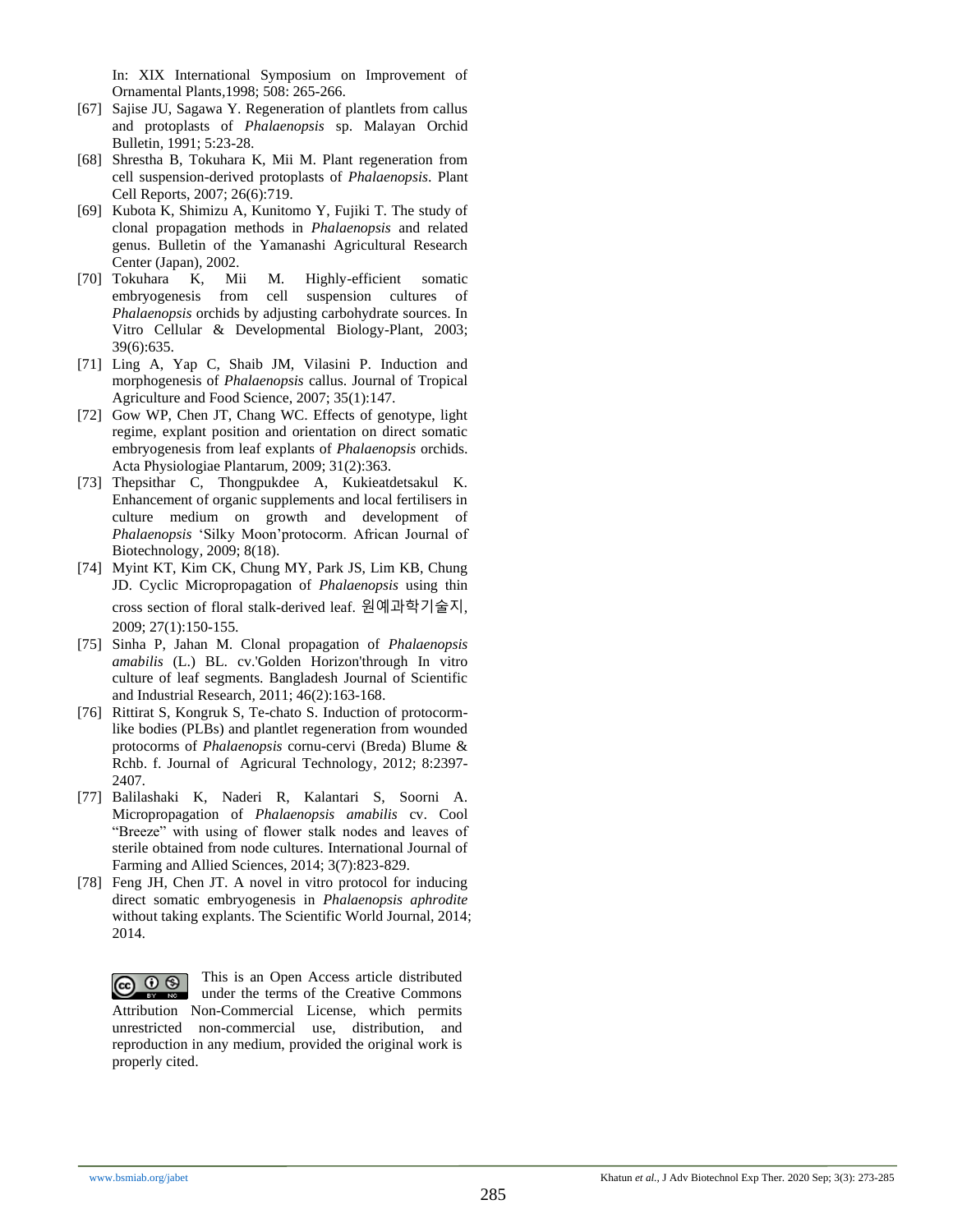In: XIX International Symposium on Improvement of Ornamental Plants,1998; 508: 265-266.

[67] Sajise JU, Sagawa Y. Regeneration of plantlets from callus and protoplasts of *Phalaenopsis* sp. Malayan Orchid Bulletin, 1991; 5:23-28.

[68] Shrestha B, Tokuhara K, Mii M. Plant regeneration from cell suspension-derived protoplasts of *Phalaenopsis*. Plant Cell Reports, 2007; 26(6):719.

[69] Kubota K, Shimizu A, Kunitomo Y, Fujiki T. The study of clonal propagation methods in *Phalaenopsis* and related genus. Bulletin of the Yamanashi Agricultural Research Center (Japan), 2002.

[70] Tokuhara K, Mii M. Highly-efficient somatic embryogenesis from cell suspension cultures of *Phalaenopsis* orchids by adjusting carbohydrate sources. In Vitro Cellular & Developmental Biology-Plant, 2003; 39(6):635.

[71] Ling A, Yap C, Shaib JM, Vilasini P. Induction and morphogenesis of *Phalaenopsis* callus. Journal of Tropical Agriculture and Food Science, 2007; 35(1):147.

[72] Gow WP, Chen JT, Chang WC. Effects of genotype, light regime, explant position and orientation on direct somatic embryogenesis from leaf explants of *Phalaenopsis* orchids. Acta Physiologiae Plantarum, 2009; 31(2):363.

[73] Thepsithar C, Thongpukdee A, Kukieatdetsakul K. Enhancement of organic supplements and local fertilisers in culture medium on growth and development of *Phalaenopsis* 'Silky Moon'protocorm. African Journal of Biotechnology, 2009; 8(18).

[74] Myint KT, Kim CK, Chung MY, Park JS, Lim KB, Chung JD. Cyclic Micropropagation of *Phalaenopsis* using thin cross section of floral stalk-derived leaf. 원예과학기술지, 2009; 27(1):150-155.

[75] Sinha P, Jahan M. Clonal propagation of *Phalaenopsis amabilis* (L.) BL. cv.'Golden Horizon'through In vitro culture of leaf segments. Bangladesh Journal of Scientific and Industrial Research, 2011; 46(2):163-168.

[76] Rittirat S, Kongruk S, Te-chato S. Induction of protocorm-like bodies (PLBs) and plantlet regeneration from wounded protocorms of *Phalaenopsis* cornu-cervi (Breda) Blume & Rchb. f. Journal of Agricural Technology, 2012; 8:2397-2407.

[77] Balilashaki K, Naderi R, Kalantari S, Soorni A. Micropropagation of *Phalaenopsis amabilis* cv. Cool "Breeze" with using of flower stalk nodes and leaves of sterile obtained from node cultures. International Journal of Farming and Allied Sciences, 2014; 3(7):823-829.

[78] Feng JH, Chen JT. A novel in vitro protocol for inducing direct somatic embryogenesis in *Phalaenopsis aphrodite* without taking explants. The Scientific World Journal, 2014; 2014.

This is an Open Access article distributed under the terms of the Creative Commons Attribution Non-Commercial License, which permits unrestricted non-commercial use, distribution, and reproduction in any medium, provided the original work is properly cited.